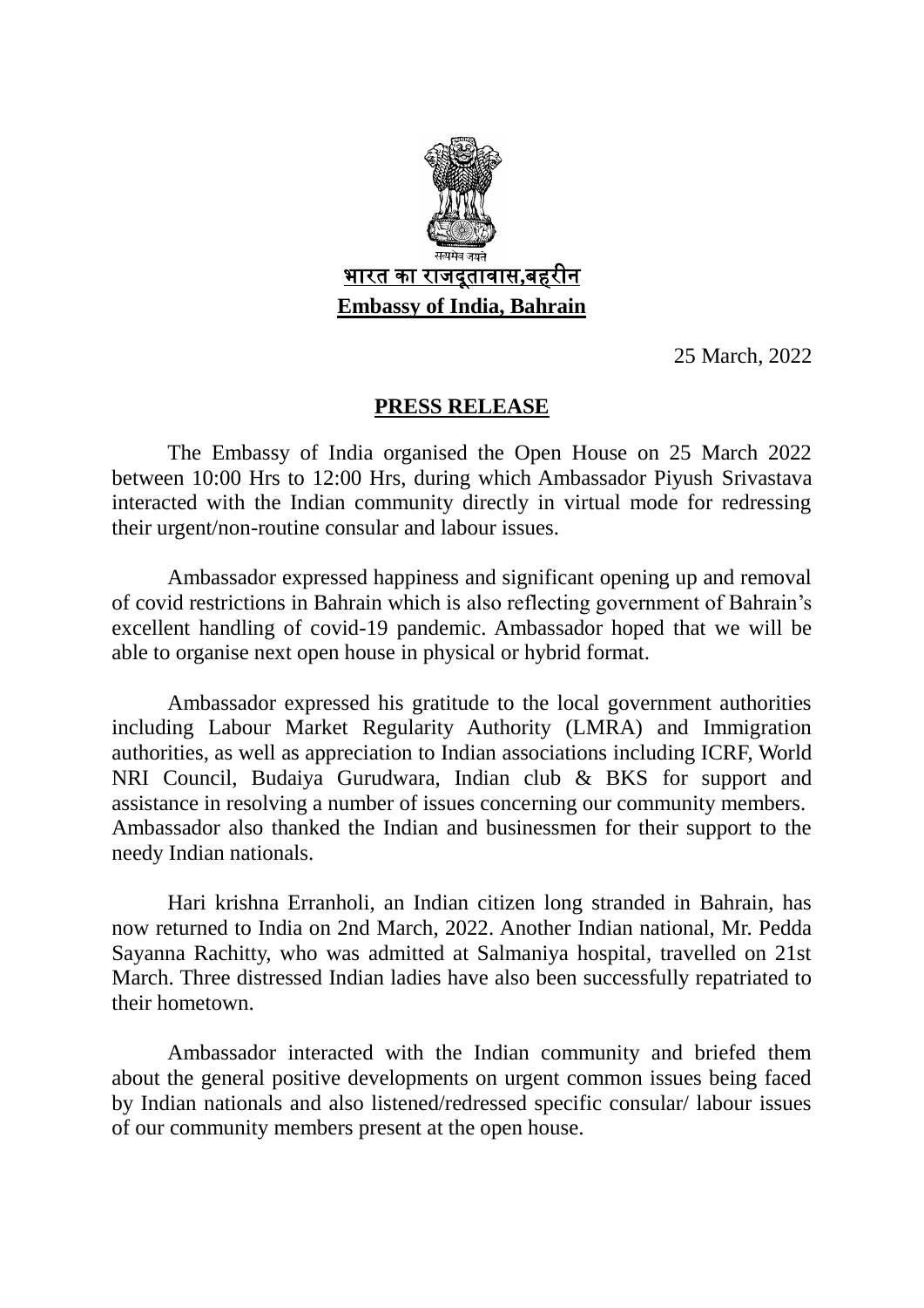सत्यमेव जयते

**भारत का राजदूतावास,बहरीन**

**Embassy of India, Bahrain**

25 March, 2022

**PRESS RELEASE**

The Embassy of India organised the Open House on 25 March 2022 between 10:00 Hrs to 12:00 Hrs, during which Ambassador Piyush Srivastava interacted with the Indian community directly in virtual mode for redressing their urgent/non-routine consular and labour issues.

Ambassador expressed happiness and significant opening up and removal of covid restrictions in Bahrain which is also reflecting government of Bahrain's excellent handling of covid-19 pandemic. Ambassador hoped that we will be able to organise next open house in physical or hybrid format.

Ambassador expressed his gratitude to the local government authorities including Labour Market Regularity Authority (LMRA) and Immigration authorities, as well as appreciation to Indian associations including ICRF, World NRI Council, Budaiya Gurudwara, Indian club & BKS for support and assistance in resolving a number of issues concerning our community members. Ambassador also thanked the Indian and businessmen for their support to the needy Indian nationals.

Hari krishna Erranholi, an Indian citizen long stranded in Bahrain, has now returned to India on 2nd March, 2022. Another Indian national, Mr. Pedda Sayanna Rachitty, who was admitted at Salmaniya hospital, travelled on 21st March. Three distressed Indian ladies have also been successfully repatriated to their hometown.

Ambassador interacted with the Indian community and briefed them about the general positive developments on urgent common issues being faced by Indian nationals and also listened/redressed specific consular/ labour issues of our community members present at the open house.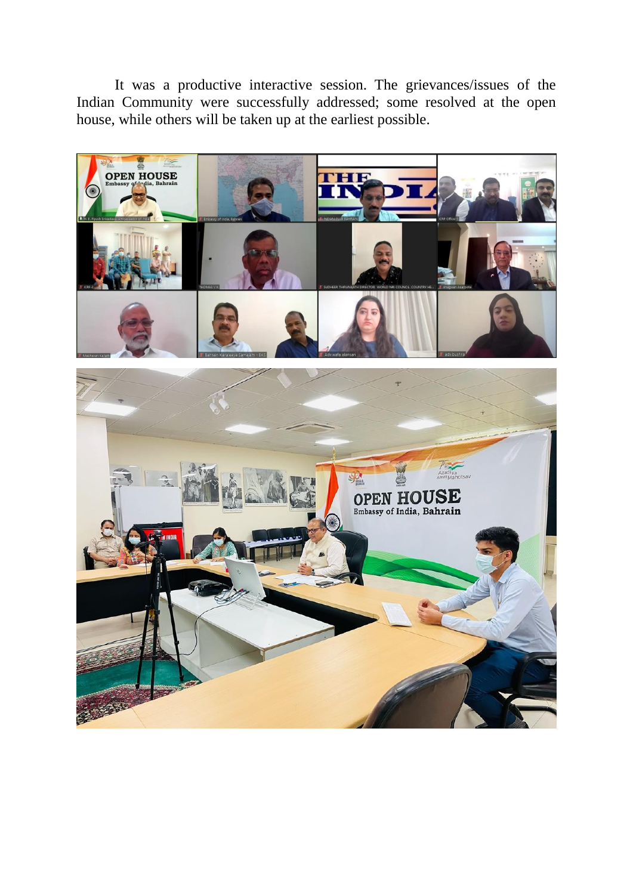It was a productive interactive session. The grievances/issues of the Indian Community were successfully addressed; some resolved at the open house, while others will be taken up at the earliest possible.